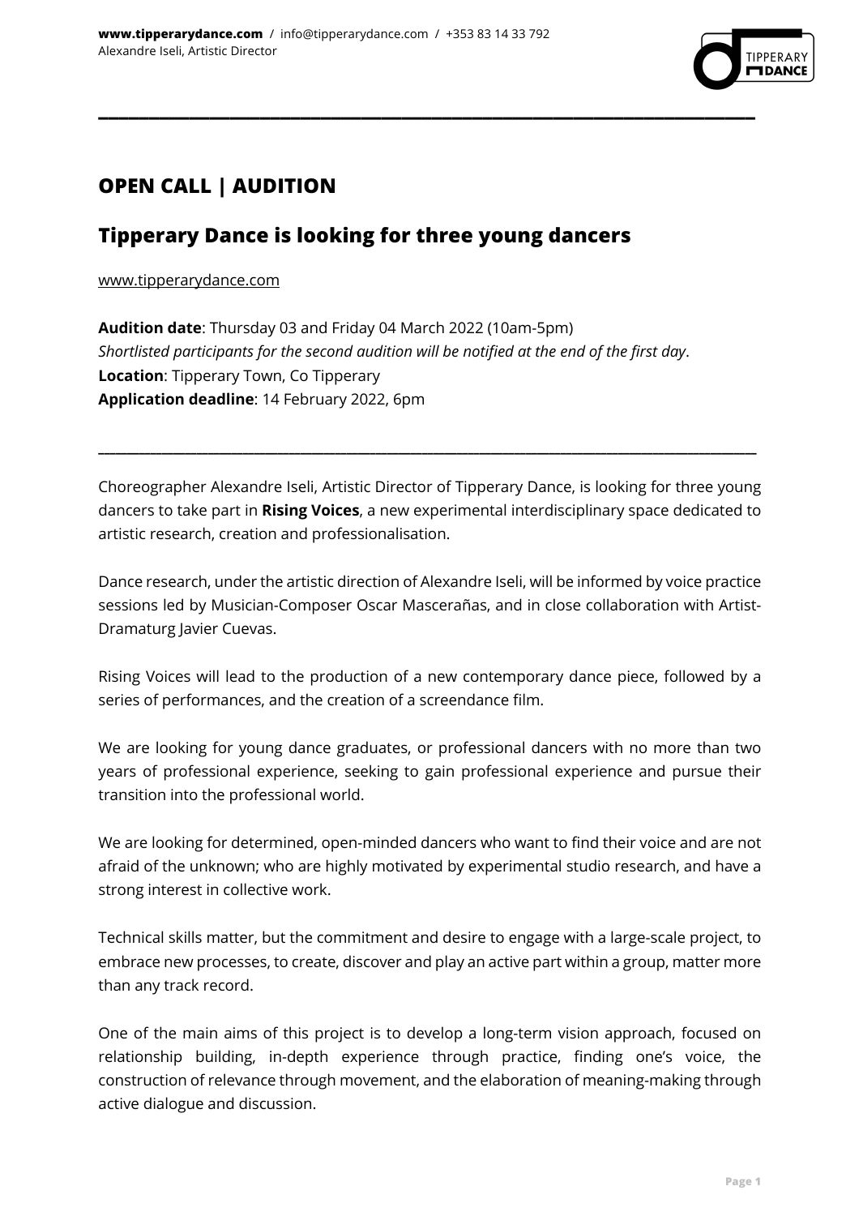**www.tipperarydance.com** / info@tipperarydance.com / +353 83 14 33 792
Alexandre Iseli, Artistic Director

---

## OPEN CALL | AUDITION

## Tipperary Dance is looking for three young dancers

www.tipperarydance.com

**Audition date**: Thursday 03 and Friday 04 March 2022 (10am-5pm)
*Shortlisted participants for the second audition will be notified at the end of the first day*.
**Location**: Tipperary Town, Co Tipperary
**Application deadline**: 14 February 2022, 6pm

---

Choreographer Alexandre Iseli, Artistic Director of Tipperary Dance, is looking for three young dancers to take part in **Rising Voices**, a new experimental interdisciplinary space dedicated to artistic research, creation and professionalisation.

Dance research, under the artistic direction of Alexandre Iseli, will be informed by voice practice sessions led by Musician-Composer Oscar Mascerañas, and in close collaboration with Artist-Dramaturg Javier Cuevas.

Rising Voices will lead to the production of a new contemporary dance piece, followed by a series of performances, and the creation of a screendance film.

We are looking for young dance graduates, or professional dancers with no more than two years of professional experience, seeking to gain professional experience and pursue their transition into the professional world.

We are looking for determined, open-minded dancers who want to find their voice and are not afraid of the unknown; who are highly motivated by experimental studio research, and have a strong interest in collective work.

Technical skills matter, but the commitment and desire to engage with a large-scale project, to embrace new processes, to create, discover and play an active part within a group, matter more than any track record.

One of the main aims of this project is to develop a long-term vision approach, focused on relationship building, in-depth experience through practice, finding one's voice, the construction of relevance through movement, and the elaboration of meaning-making through active dialogue and discussion.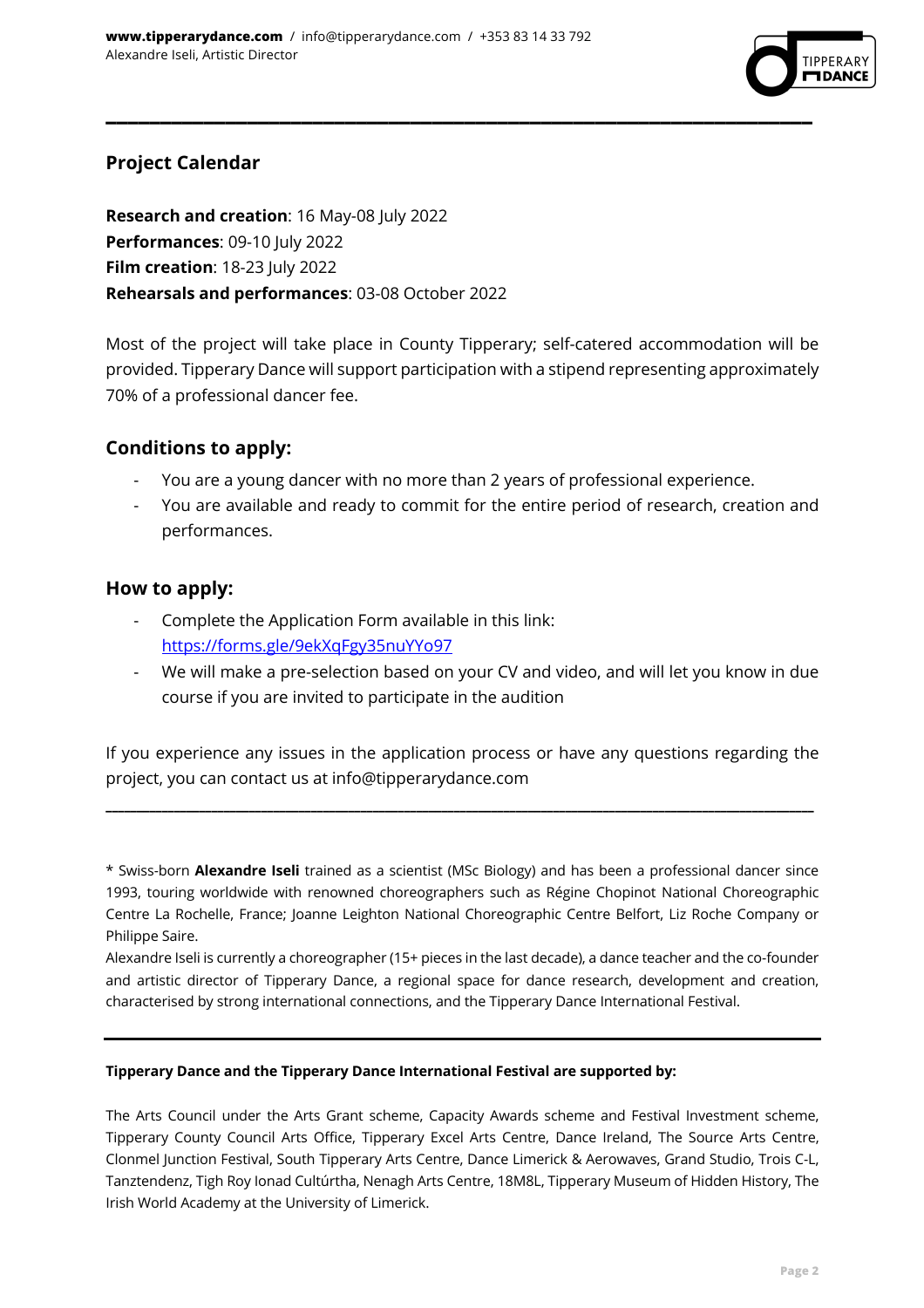## Project Calendar

**Research and creation**: 16 May-08 July 2022
**Performances**: 09-10 July 2022
**Film creation**: 18-23 July 2022
**Rehearsals and performances**: 03-08 October 2022

Most of the project will take place in County Tipperary; self-catered accommodation will be provided. Tipperary Dance will support participation with a stipend representing approximately 70% of a professional dancer fee.

## Conditions to apply:

- You are a young dancer with no more than 2 years of professional experience.
- You are available and ready to commit for the entire period of research, creation and performances.

## How to apply:

- Complete the Application Form available in this link: [https://forms.gle/9ekXqFgy35nuYYo97](https://forms.gle/9ekXqFgy35nuYYo97)
- We will make a pre-selection based on your CV and video, and will let you know in due course if you are invited to participate in the audition

If you experience any issues in the application process or have any questions regarding the project, you can contact us at info@tipperarydance.com

---

* Swiss-born **Alexandre Iseli** trained as a scientist (MSc Biology) and has been a professional dancer since 1993, touring worldwide with renowned choreographers such as Régine Chopinot National Choreographic Centre La Rochelle, France; Joanne Leighton National Choreographic Centre Belfort, Liz Roche Company or Philippe Saire.
Alexandre Iseli is currently a choreographer (15+ pieces in the last decade), a dance teacher and the co-founder and artistic director of Tipperary Dance, a regional space for dance research, development and creation, characterised by strong international connections, and the Tipperary Dance International Festival.

---

**Tipperary Dance and the Tipperary Dance International Festival are supported by:**

The Arts Council under the Arts Grant scheme, Capacity Awards scheme and Festival Investment scheme, Tipperary County Council Arts Office, Tipperary Excel Arts Centre, Dance Ireland, The Source Arts Centre, Clonmel Junction Festival, South Tipperary Arts Centre, Dance Limerick & Aerowaves, Grand Studio, Trois C-L, Tanztendenz, Tigh Roy Ionad Cultúrtha, Nenagh Arts Centre, 18M8L, Tipperary Museum of Hidden History, The Irish World Academy at the University of Limerick.